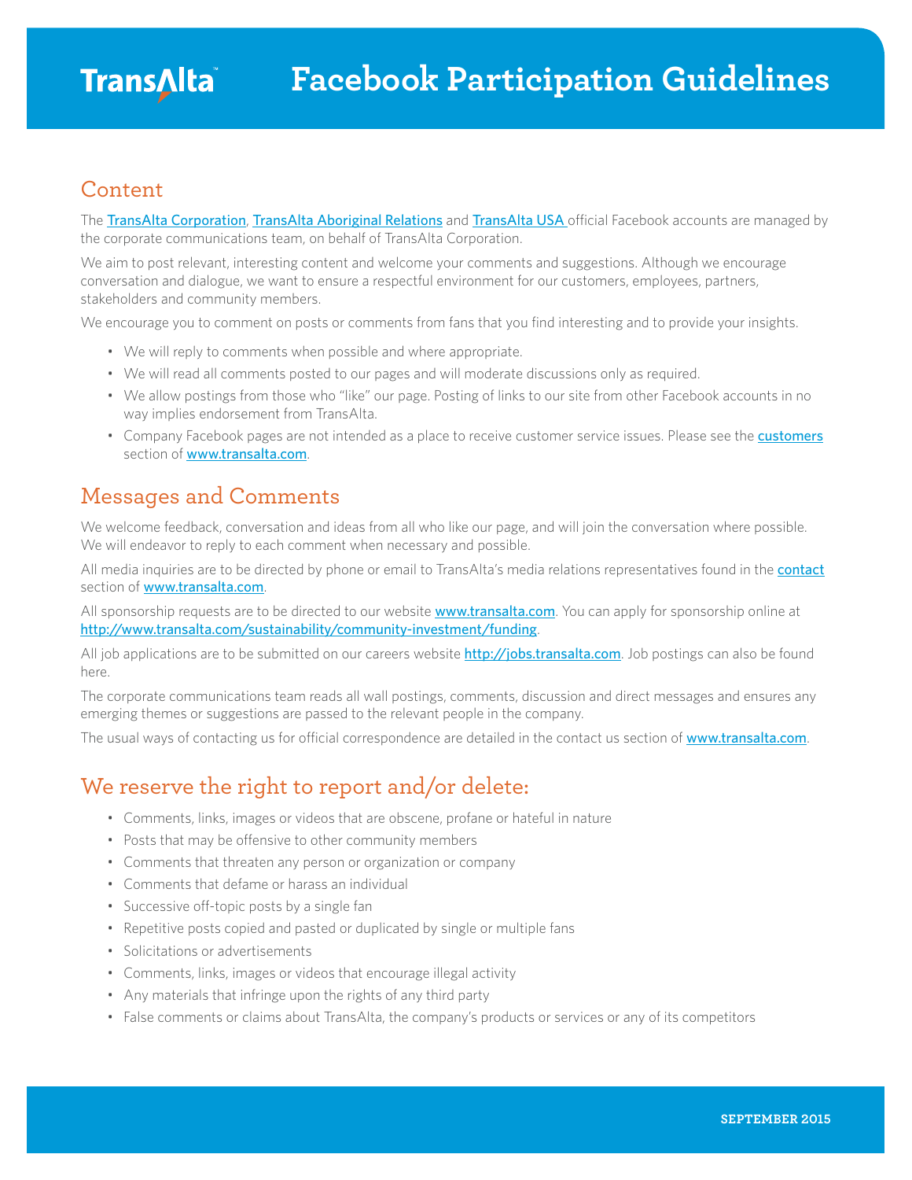# TransAlta Facebook Participation Guidelines

## Content

The TransAlta Corporation, TransAlta Aboriginal Relations and TransAlta USA official Facebook accounts are managed by the corporate communications team, on behalf of TransAlta Corporation.

We aim to post relevant, interesting content and welcome your comments and suggestions. Although we encourage conversation and dialogue, we want to ensure a respectful environment for our customers, employees, partners, stakeholders and community members.

We encourage you to comment on posts or comments from fans that you find interesting and to provide your insights.

- We will reply to comments when possible and where appropriate.
- We will read all comments posted to our pages and will moderate discussions only as required.
- We allow postings from those who "like" our page. Posting of links to our site from other Facebook accounts in no way implies endorsement from TransAlta.
- Company Facebook pages are not intended as a place to receive customer service issues. Please see the customers section of www.transalta.com.

## Messages and Comments

We welcome feedback, conversation and ideas from all who like our page, and will join the conversation where possible. We will endeavor to reply to each comment when necessary and possible.

All media inquiries are to be directed by phone or email to TransAlta's media relations representatives found in the contact section of www.transalta.com.

All sponsorship requests are to be directed to our website www.transalta.com. You can apply for sponsorship online at http://www.transalta.com/sustainability/community-investment/funding.

All job applications are to be submitted on our careers website http://jobs.transalta.com. Job postings can also be found here.

The corporate communications team reads all wall postings, comments, discussion and direct messages and ensures any emerging themes or suggestions are passed to the relevant people in the company.

The usual ways of contacting us for official correspondence are detailed in the contact us section of www.transalta.com.

## We reserve the right to report and/or delete:

- Comments, links, images or videos that are obscene, profane or hateful in nature
- Posts that may be offensive to other community members
- Comments that threaten any person or organization or company
- Comments that defame or harass an individual
- Successive off-topic posts by a single fan
- Repetitive posts copied and pasted or duplicated by single or multiple fans
- Solicitations or advertisements
- Comments, links, images or videos that encourage illegal activity
- Any materials that infringe upon the rights of any third party
- False comments or claims about TransAlta, the company's products or services or any of its competitors

SEPTEMBER 2015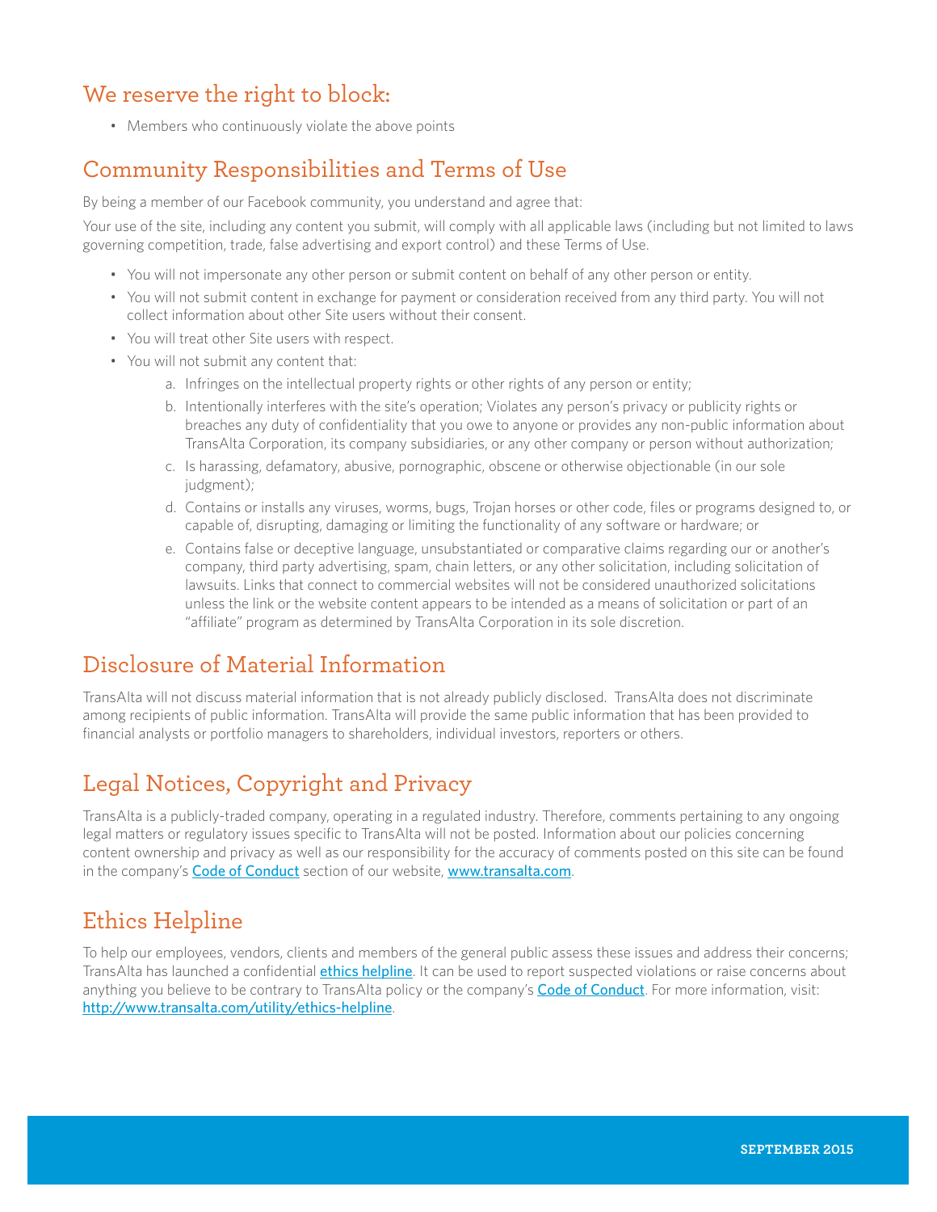## We reserve the right to block:

- Members who continuously violate the above points

## Community Responsibilities and Terms of Use

By being a member of our Facebook community, you understand and agree that:

Your use of the site, including any content you submit, will comply with all applicable laws (including but not limited to laws governing competition, trade, false advertising and export control) and these Terms of Use.

- You will not impersonate any other person or submit content on behalf of any other person or entity.
- You will not submit content in exchange for payment or consideration received from any third party. You will not collect information about other Site users without their consent.
- You will treat other Site users with respect.
- You will not submit any content that:
    a. Infringes on the intellectual property rights or other rights of any person or entity;
    b. Intentionally interferes with the site's operation; Violates any person's privacy or publicity rights or breaches any duty of confidentiality that you owe to anyone or provides any non-public information about TransAlta Corporation, its company subsidiaries, or any other company or person without authorization;
    c. Is harassing, defamatory, abusive, pornographic, obscene or otherwise objectionable (in our sole judgment);
    d. Contains or installs any viruses, worms, bugs, Trojan horses or other code, files or programs designed to, or capable of, disrupting, damaging or limiting the functionality of any software or hardware; or
    e. Contains false or deceptive language, unsubstantiated or comparative claims regarding our or another's company, third party advertising, spam, chain letters, or any other solicitation, including solicitation of lawsuits. Links that connect to commercial websites will not be considered unauthorized solicitations unless the link or the website content appears to be intended as a means of solicitation or part of an "affiliate" program as determined by TransAlta Corporation in its sole discretion.

## Disclosure of Material Information

TransAlta will not discuss material information that is not already publicly disclosed. TransAlta does not discriminate among recipients of public information. TransAlta will provide the same public information that has been provided to financial analysts or portfolio managers to shareholders, individual investors, reporters or others.

## Legal Notices, Copyright and Privacy

TransAlta is a publicly-traded company, operating in a regulated industry. Therefore, comments pertaining to any ongoing legal matters or regulatory issues specific to TransAlta will not be posted. Information about our policies concerning content ownership and privacy as well as our responsibility for the accuracy of comments posted on this site can be found in the company's Code of Conduct section of our website, www.transalta.com.

## Ethics Helpline

To help our employees, vendors, clients and members of the general public assess these issues and address their concerns; TransAlta has launched a confidential ethics helpline. It can be used to report suspected violations or raise concerns about anything you believe to be contrary to TransAlta policy or the company's Code of Conduct. For more information, visit: http://www.transalta.com/utility/ethics-helpline.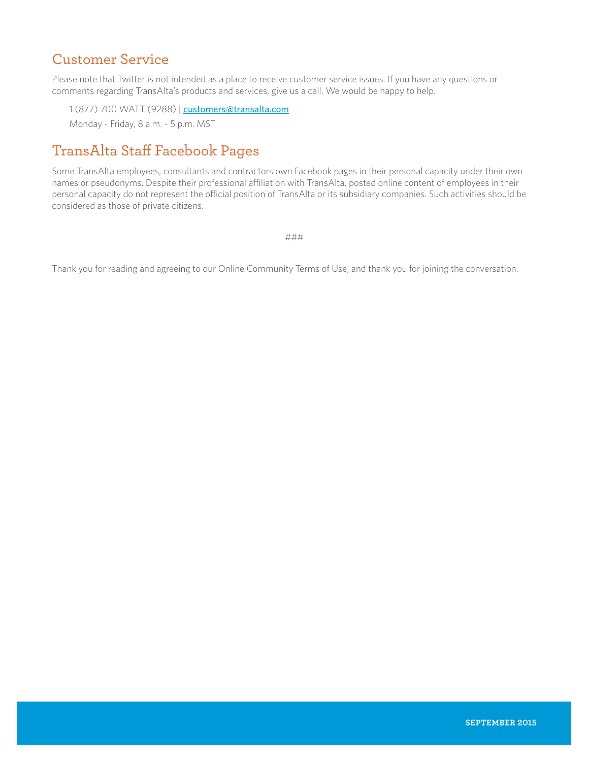## Customer Service

Please note that Twitter is not intended as a place to receive customer service issues. If you have any questions or comments regarding TransAlta's products and services, give us a call. We would be happy to help.

1 (877) 700 WATT (9288) | customers@transalta.com

Monday - Friday, 8 a.m. - 5 p.m. MST

## TransAlta Staff Facebook Pages

Some TransAlta employees, consultants and contractors own Facebook pages in their personal capacity under their own names or pseudonyms. Despite their professional affiliation with TransAlta, posted online content of employees in their personal capacity do not represent the official position of TransAlta or its subsidiary companies. Such activities should be considered as those of private citizens.

###

Thank you for reading and agreeing to our Online Community Terms of Use, and thank you for joining the conversation.